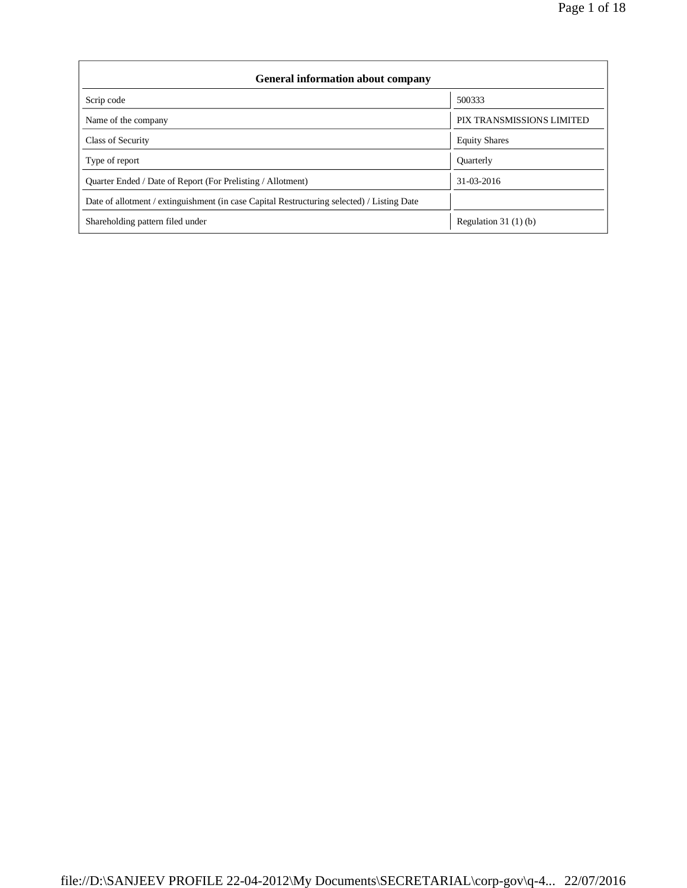| General information about company | |
|---|---|
| Scrip code | 500333 |
| Name of the company | PIX TRANSMISSIONS LIMITED |
| Class of Security | Equity Shares |
| Type of report | Quarterly |
| Quarter Ended / Date of Report (For Prelisting / Allotment) | 31-03-2016 |
| Date of allotment / extinguishment (in case Capital Restructuring selected) / Listing Date | |
| Shareholding pattern filed under | Regulation 31 (1) (b) |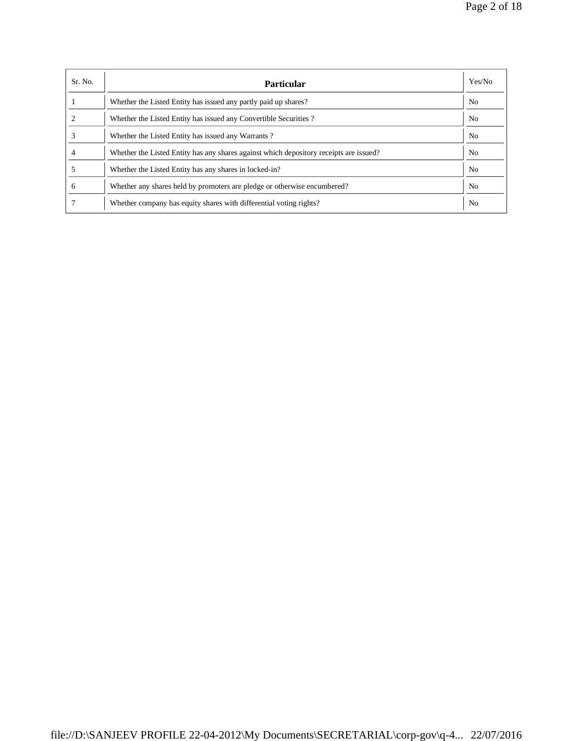| Sr. No. | Particular | Yes/No |
|---|---|---|
| 1 | Whether the Listed Entity has issued any partly paid up shares? | No |
| 2 | Whether the Listed Entity has issued any Convertible Securities ? | No |
| 3 | Whether the Listed Entity has issued any Warrants ? | No |
| 4 | Whether the Listed Entity has any shares against which depository receipts are issued? | No |
| 5 | Whether the Listed Entity has any shares in locked-in? | No |
| 6 | Whether any shares held by promoters are pledge or otherwise encumbered? | No |
| 7 | Whether company has equity shares with differential voting rights? | No |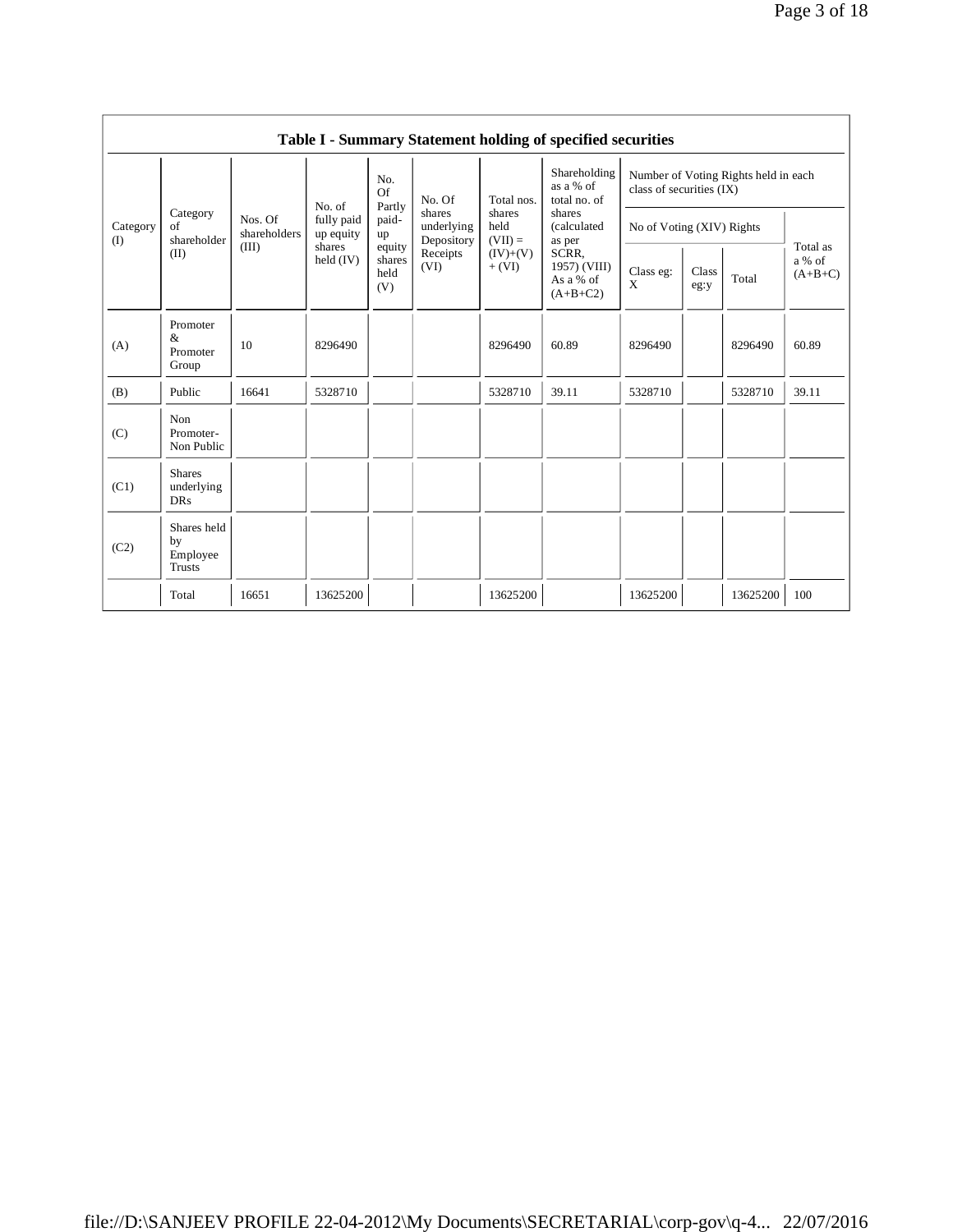## Table I - Summary Statement holding of specified securities

| Category (I) | Category of shareholder (II) | Nos. Of shareholders (III) | No. of fully paid up equity shares held (IV) | No. Of Partly paid-up equity shares held (V) | No. Of shares underlying Depository Receipts (VI) | Total nos. shares held (VII) = (IV)+(V)+ (VI) | Shareholding as a % of total no. of shares (calculated as per SCRR, 1957) (VIII) As a % of (A+B+C2) | Number of Voting Rights held in each class of securities (IX) | | | |
|---|---|---|---|---|---|---|---|---|---|---|---|
| | | | | | | | | No of Voting (XIV) Rights | | | Total as a % of (A+B+C) |
| | | | | | | | | Class eg: X | Class eg:y | Total | |
| (A) | Promoter & Promoter Group | 10 | 8296490 | | | 8296490 | 60.89 | 8296490 | | 8296490 | 60.89 |
| (B) | Public | 16641 | 5328710 | | | 5328710 | 39.11 | 5328710 | | 5328710 | 39.11 |
| (C) | Non Promoter- Non Public | | | | | | | | | | |
| (C1) | Shares underlying DRs | | | | | | | | | | |
| (C2) | Shares held by Employee Trusts | | | | | | | | | | |
| | Total | 16651 | 13625200 | | | 13625200 | | 13625200 | | 13625200 | 100 |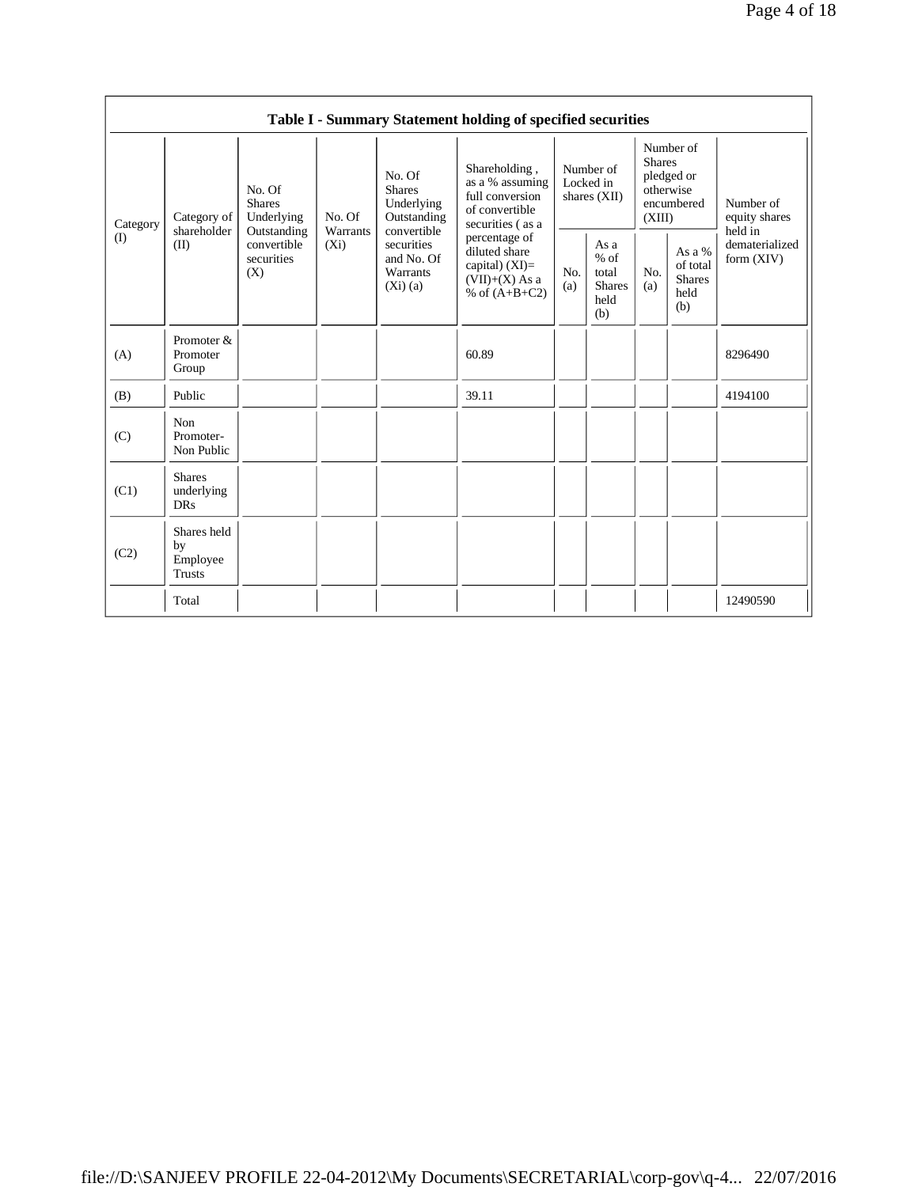| Table I - Summary Statement holding of specified securities | | | | | | | | | | | |
|---|---|---|---|---|---|---|---|---|---|---|---|
| Category (I) | Category of shareholder (II) | No. Of Shares Underlying Outstanding convertible securities (X) | No. Of Warrants (Xi) | No. Of Shares Underlying Outstanding convertible securities and No. Of Warrants (Xi) (a) | Shareholding , as a % assuming full conversion of convertible securities ( as a percentage of diluted share capital) (XI)= (VII)+(X) As a % of (A+B+C2) | Number of Locked in shares (XII) | | Number of Shares pledged or otherwise encumbered (XIII) | | Number of equity shares held in dematerialized form (XIV) |
| | | | | | | No. (a) | As a % of total Shares held (b) | No. (a) | As a % of total Shares held (b) | |
| (A) | Promoter & Promoter Group | | | | 60.89 | | | | | 8296490 |
| (B) | Public | | | | 39.11 | | | | | 4194100 |
| (C) | Non Promoter- Non Public | | | | | | | | | |
| (C1) | Shares underlying DRs | | | | | | | | | |
| (C2) | Shares held by Employee Trusts | | | | | | | | | |
| | Total | | | | | | | | | 12490590 |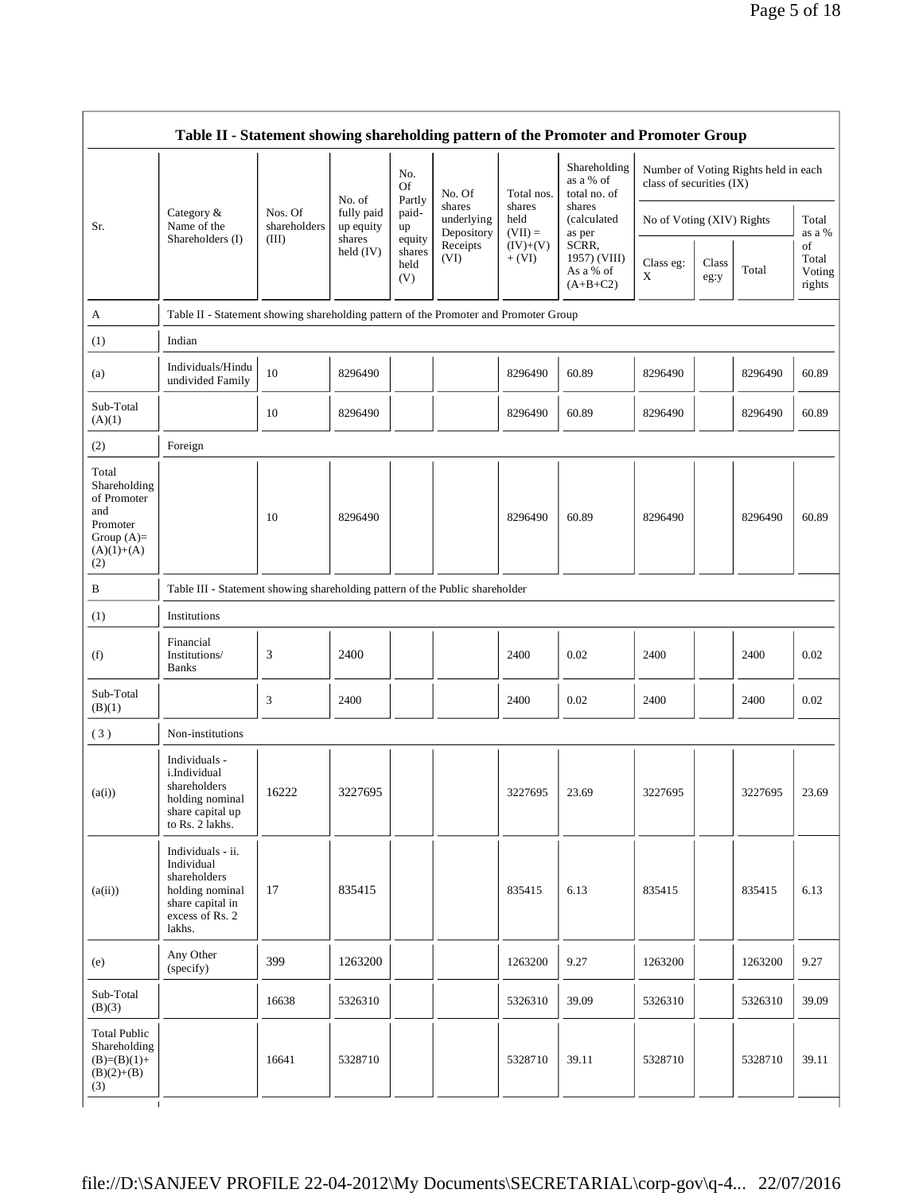## Table II - Statement showing shareholding pattern of the Promoter and Promoter Group

| Sr. | Category & Name of the Shareholders (I) | Nos. Of shareholders (III) | No. of fully paid up equity shares held (IV) | No. Of Partly paid-up equity shares held (V) | No. Of shares underlying Depository Receipts (VI) | Total nos. shares held (VII) = (IV)+(V)+ (VI) | Shareholding as a % of total no. of shares (calculated as per SCRR, 1957) (VIII) As a % of (A+B+C2) | Number of Voting Rights held in each class of securities (IX) | | | |
|---|---|---|---|---|---|---|---|---|---|---|---|
| | | | | | | | | No of Voting (XIV) Rights | | | Total as a % of Total Voting rights |
| | | | | | | | | Class eg: X | Class eg:y | Total | |
| A | Table II - Statement showing shareholding pattern of the Promoter and Promoter Group | | | | | | | | | | |
| (1) | Indian | | | | | | | | | | |
| (a) | Individuals/Hindu undivided Family | 10 | 8296490 | | | 8296490 | 60.89 | 8296490 | | 8296490 | 60.89 |
| Sub-Total (A)(1) | | 10 | 8296490 | | | 8296490 | 60.89 | 8296490 | | 8296490 | 60.89 |
| (2) | Foreign | | | | | | | | | | |
| Total Shareholding of Promoter and Promoter Group (A)=(A)(1)+(A)(2) | | 10 | 8296490 | | | 8296490 | 60.89 | 8296490 | | 8296490 | 60.89 |
| B | Table III - Statement showing shareholding pattern of the Public shareholder | | | | | | | | | | |
| (1) | Institutions | | | | | | | | | | |
| (f) | Financial Institutions/ Banks | 3 | 2400 | | | 2400 | 0.02 | 2400 | | 2400 | 0.02 |
| Sub-Total (B)(1) | | 3 | 2400 | | | 2400 | 0.02 | 2400 | | 2400 | 0.02 |
| (3) | Non-institutions | | | | | | | | | | |
| (a(i)) | Individuals - i.Individual shareholders holding nominal share capital up to Rs. 2 lakhs. | 16222 | 3227695 | | | 3227695 | 23.69 | 3227695 | | 3227695 | 23.69 |
| (a(ii)) | Individuals - ii. Individual shareholders holding nominal share capital in excess of Rs. 2 lakhs. | 17 | 835415 | | | 835415 | 6.13 | 835415 | | 835415 | 6.13 |
| (e) | Any Other (specify) | 399 | 1263200 | | | 1263200 | 9.27 | 1263200 | | 1263200 | 9.27 |
| Sub-Total (B)(3) | | 16638 | 5326310 | | | 5326310 | 39.09 | 5326310 | | 5326310 | 39.09 |
| Total Public Shareholding (B)=(B)(1)+(B)(2)+(B)(3) | | 16641 | 5328710 | | | 5328710 | 39.11 | 5328710 | | 5328710 | 39.11 |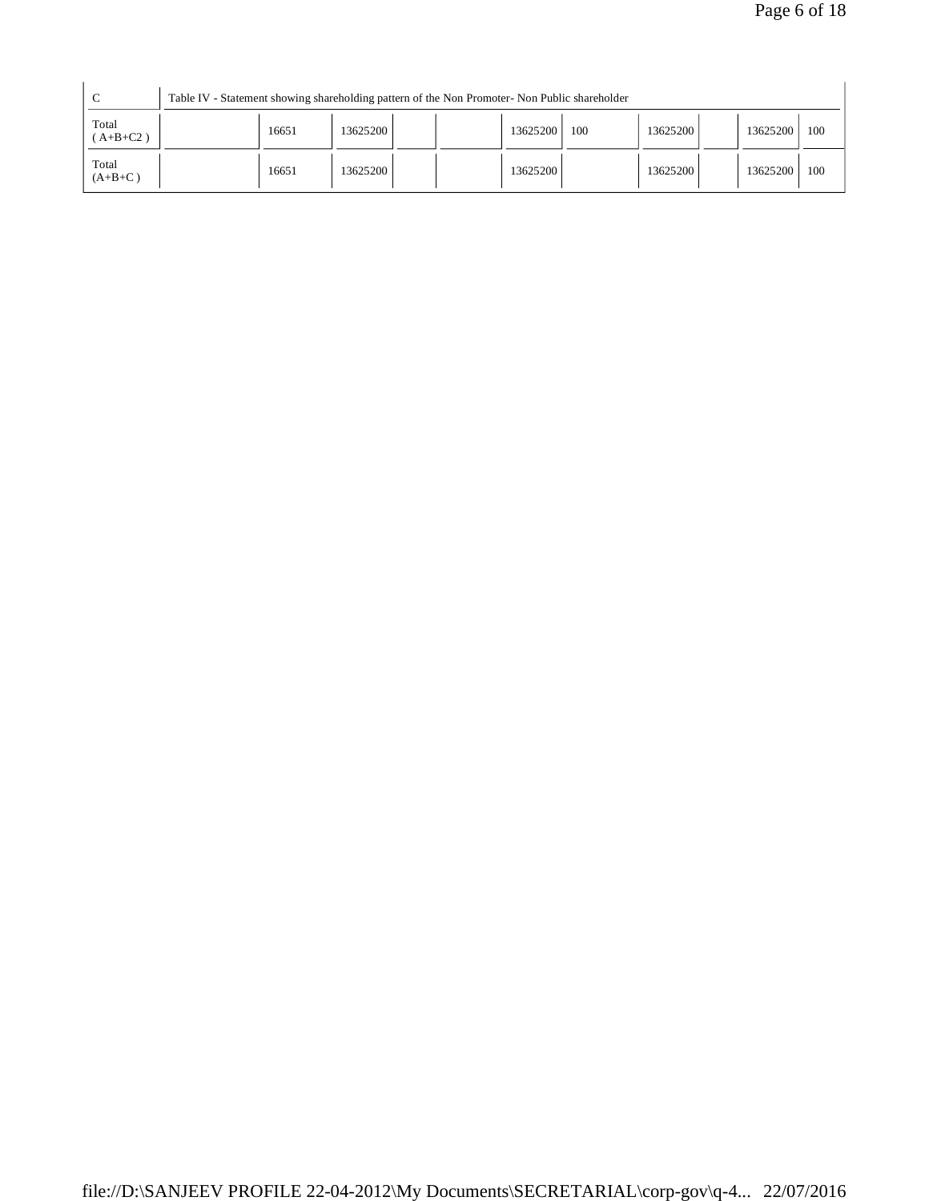| | | | | | | | | | | | |
|---|---|---|---|---|---|---|---|---|---|---|---|
| C | Table IV - Statement showing shareholding pattern of the Non Promoter- Non Public shareholder | | | | | | | | | | |
| Total ( A+B+C2 ) | | 16651 | 13625200 | | | 13625200 | 100 | 13625200 | | 13625200 | 100 |
| Total (A+B+C ) | | 16651 | 13625200 | | | 13625200 | | 13625200 | | 13625200 | 100 |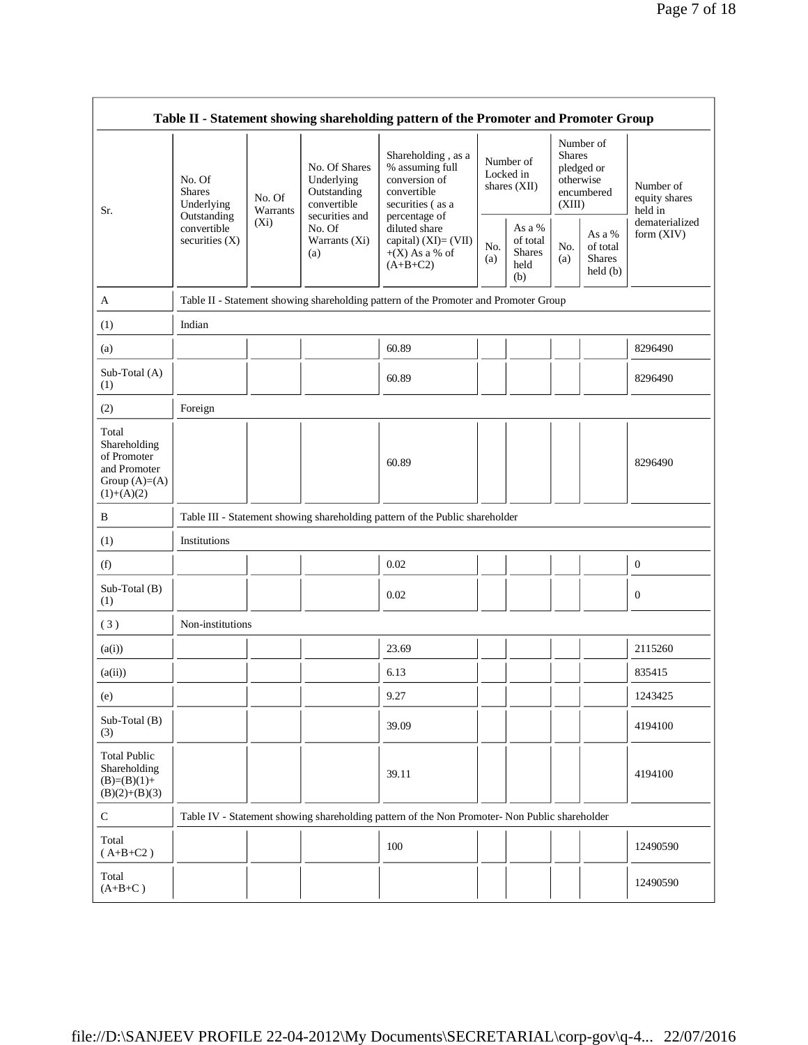| Table II - Statement showing shareholding pattern of the Promoter and Promoter Group | | | | | | | | | |
|---|---|---|---|---|---|---|---|---|---|
| Sr. | No. Of Shares Underlying Outstanding convertible securities (X) | No. Of Warrants (Xi) | No. Of Shares Underlying Outstanding convertible securities and No. Of Warrants (Xi) (a) | Shareholding , as a % assuming full conversion of convertible securities ( as a percentage of diluted share capital) (XI)= (VII)+(X) As a % of (A+B+C2) | Number of Locked in shares (XII) | | Number of Shares pledged or otherwise encumbered (XIII) | | Number of equity shares held in dematerialized form (XIV) |
| | | | | | No. (a) | As a % of total Shares held (b) | No. (a) | As a % of total Shares held (b) | |
| A | Table II - Statement showing shareholding pattern of the Promoter and Promoter Group | | | | | | | | |
| (1) | Indian | | | | | | | | |
| (a) | | | | 60.89 | | | | | 8296490 |
| Sub-Total (A)(1) | | | | 60.89 | | | | | 8296490 |
| (2) | Foreign | | | | | | | | |
| Total Shareholding of Promoter and Promoter Group (A)=(A)(1)+(A)(2) | | | | 60.89 | | | | | 8296490 |
| B | Table III - Statement showing shareholding pattern of the Public shareholder | | | | | | | | |
| (1) | Institutions | | | | | | | | |
| (f) | | | | 0.02 | | | | | 0 |
| Sub-Total (B)(1) | | | | 0.02 | | | | | 0 |
| ( 3 ) | Non-institutions | | | | | | | | |
| (a(i)) | | | | 23.69 | | | | | 2115260 |
| (a(ii)) | | | | 6.13 | | | | | 835415 |
| (e) | | | | 9.27 | | | | | 1243425 |
| Sub-Total (B)(3) | | | | 39.09 | | | | | 4194100 |
| Total Public Shareholding (B)=(B)(1)+(B)(2)+(B)(3) | | | | 39.11 | | | | | 4194100 |
| C | Table IV - Statement showing shareholding pattern of the Non Promoter- Non Public shareholder | | | | | | | | |
| Total ( A+B+C2 ) | | | | 100 | | | | | 12490590 |
| Total (A+B+C ) | | | | | | | | | 12490590 |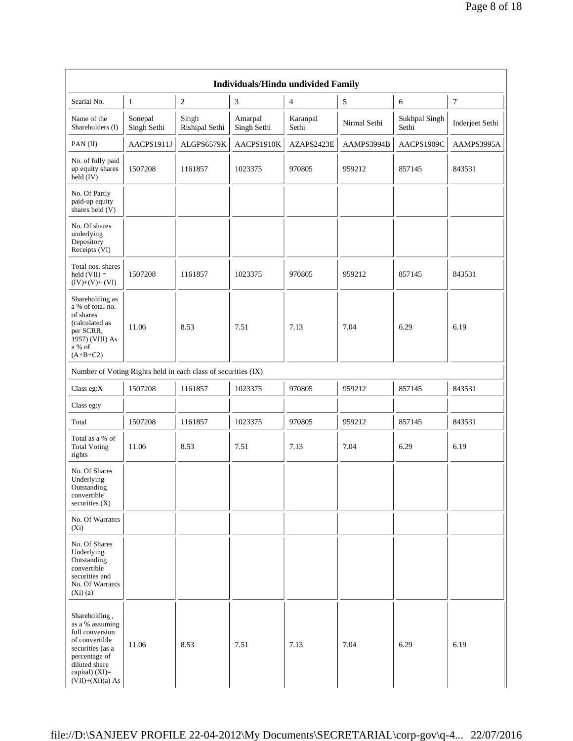| Individuals/Hindu undivided Family | | | | | | | |
|---|---|---|---|---|---|---|---|
| Searial No. | 1 | 2 | 3 | 4 | 5 | 6 | 7 |
| Name of the Shareholders (I) | Sonepal Singh Sethi | Singh Rishipal Sethi | Amarpal Singh Sethi | Karanpal Sethi | Nirmal Sethi | Sukhpal Singh Sethi | Inderjeet Sethi |
| PAN (II) | AACPS1911J | ALGPS6579K | AACPS1910K | AZAPS2423E | AAMPS3994B | AACPS1909C | AAMPS3995A |
| No. of fully paid up equity shares held (IV) | 1507208 | 1161857 | 1023375 | 970805 | 959212 | 857145 | 843531 |
| No. Of Partly paid-up equity shares held (V) | | | | | | | |
| No. Of shares underlying Depository Receipts (VI) | | | | | | | |
| Total nos. shares held (VII) = (IV)+(V)+ (VI) | 1507208 | 1161857 | 1023375 | 970805 | 959212 | 857145 | 843531 |
| Shareholding as a % of total no. of shares (calculated as per SCRR, 1957) (VIII) As a % of (A+B+C2) | 11.06 | 8.53 | 7.51 | 7.13 | 7.04 | 6.29 | 6.19 |
| Number of Voting Rights held in each class of securities (IX) | | | | | | | |
| Class eg:X | 1507208 | 1161857 | 1023375 | 970805 | 959212 | 857145 | 843531 |
| Class eg:y | | | | | | | |
| Total | 1507208 | 1161857 | 1023375 | 970805 | 959212 | 857145 | 843531 |
| Total as a % of Total Voting rights | 11.06 | 8.53 | 7.51 | 7.13 | 7.04 | 6.29 | 6.19 |
| No. Of Shares Underlying Outstanding convertible securities (X) | | | | | | | |
| No. Of Warrants (Xi) | | | | | | | |
| No. Of Shares Underlying Outstanding convertible securities and No. Of Warrants (Xi) (a) | | | | | | | |
| Shareholding , as a % assuming full conversion of convertible securities (as a percentage of diluted share capital) (XI)= (VII)+(Xi)(a) As | 11.06 | 8.53 | 7.51 | 7.13 | 7.04 | 6.29 | 6.19 |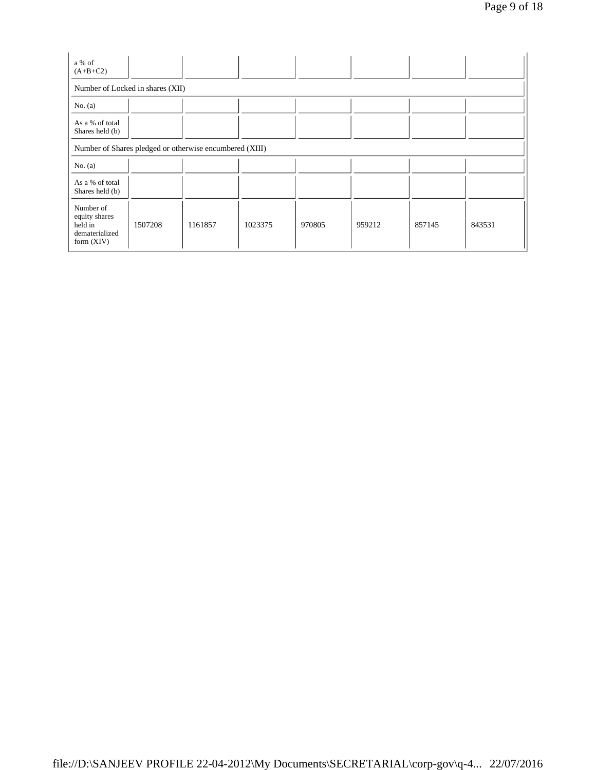| a % of (A+B+C2) | | | | | | | |
|---|---|---|---|---|---|---|---|
| Number of Locked in shares (XII) | | | | | | | |
| No. (a) | | | | | | | |
| As a % of total Shares held (b) | | | | | | | |
| Number of Shares pledged or otherwise encumbered (XIII) | | | | | | | |
| No. (a) | | | | | | | |
| As a % of total Shares held (b) | | | | | | | |
| Number of equity shares held in dematerialized form (XIV) | 1507208 | 1161857 | 1023375 | 970805 | 959212 | 857145 | 843531 |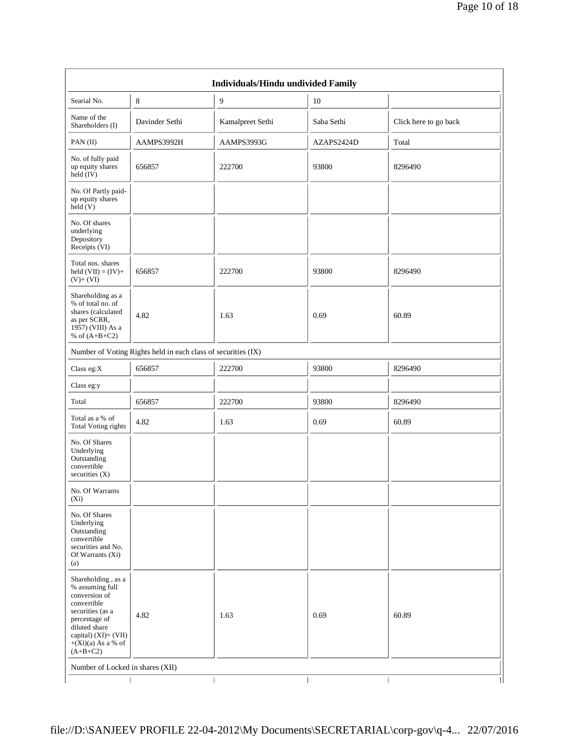| Individuals/Hindu undivided Family | | | | |
|---|---|---|---|---|
| Searial No. | 8 | 9 | 10 | |
| Name of the Shareholders (I) | Davinder Sethi | Kamalpreet Sethi | Saba Sethi | Click here to go back |
| PAN (II) | AAMPS3992H | AAMPS3993G | AZAPS2424D | Total |
| No. of fully paid up equity shares held (IV) | 656857 | 222700 | 93800 | 8296490 |
| No. Of Partly paid-up equity shares held (V) | | | | |
| No. Of shares underlying Depository Receipts (VI) | | | | |
| Total nos. shares held (VII) = (IV)+ (V)+ (VI) | 656857 | 222700 | 93800 | 8296490 |
| Shareholding as a % of total no. of shares (calculated as per SCRR, 1957) (VIII) As a % of (A+B+C2) | 4.82 | 1.63 | 0.69 | 60.89 |
| Number of Voting Rights held in each class of securities (IX) | | | | |
| Class eg:X | 656857 | 222700 | 93800 | 8296490 |
| Class eg:y | | | | |
| Total | 656857 | 222700 | 93800 | 8296490 |
| Total as a % of Total Voting rights | 4.82 | 1.63 | 0.69 | 60.89 |
| No. Of Shares Underlying Outstanding convertible securities (X) | | | | |
| No. Of Warrants (Xi) | | | | |
| No. Of Shares Underlying Outstanding convertible securities and No. Of Warrants (Xi) (a) | | | | |
| Shareholding , as a % assuming full conversion of convertible securities (as a percentage of diluted share capital) (XI)= (VII)+(Xi)(a) As a % of (A+B+C2) | 4.82 | 1.63 | 0.69 | 60.89 |
| Number of Locked in shares (XII) | | | | |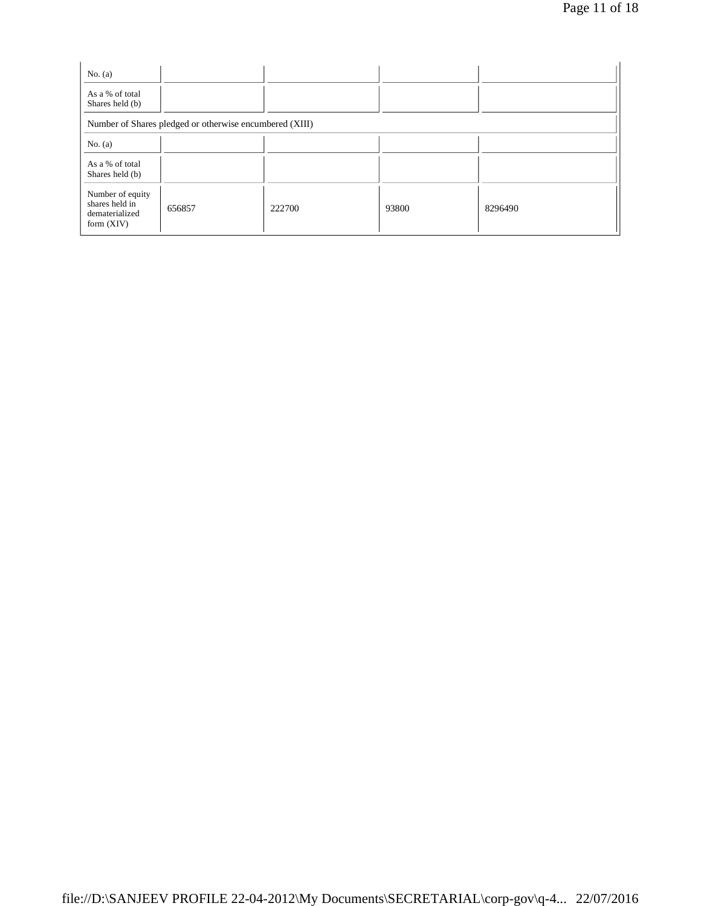| | | | | |
|---|---|---|---|---|
| No. (a) | | | | |
| As a % of total Shares held (b) | | | | |
| Number of Shares pledged or otherwise encumbered (XIII) | | | | |
| No. (a) | | | | |
| As a % of total Shares held (b) | | | | |
| Number of equity shares held in dematerialized form (XIV) | 656857 | 222700 | 93800 | 8296490 |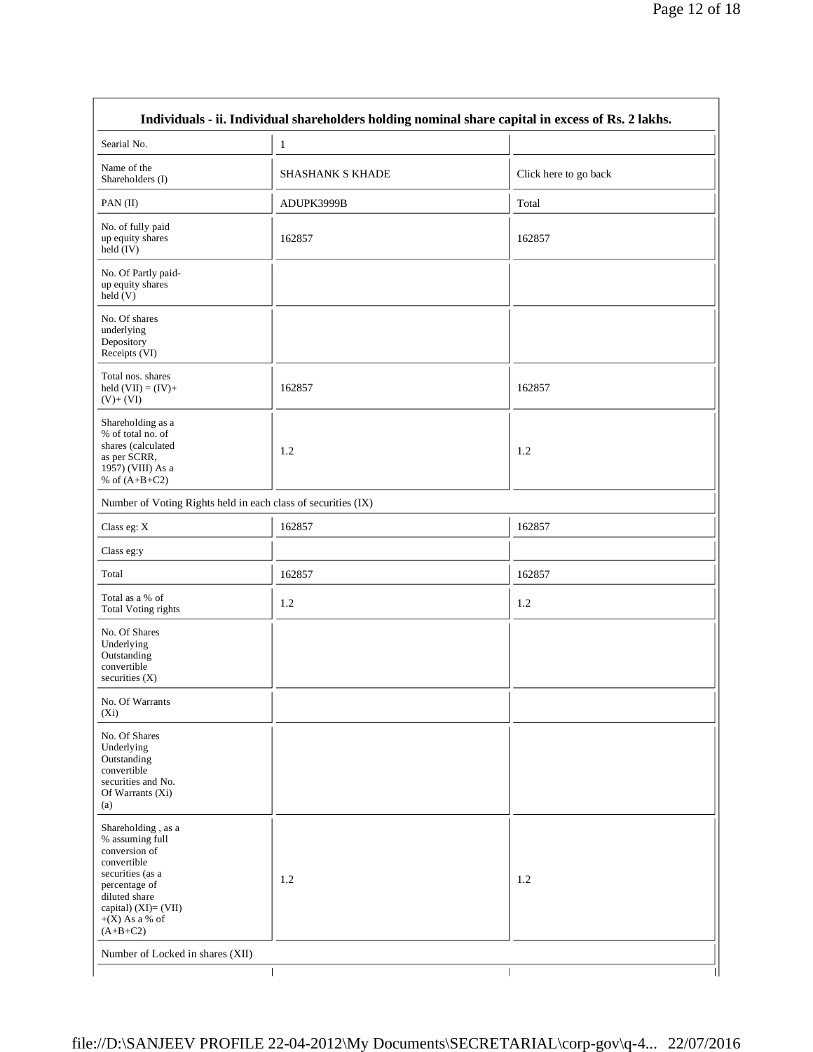| Individuals - ii. Individual shareholders holding nominal share capital in excess of Rs. 2 lakhs. | | |
|---|---|---|
| Searial No. | 1 | |
| Name of the Shareholders (I) | SHASHANK S KHADE | Click here to go back |
| PAN (II) | ADUPK3999B | Total |
| No. of fully paid up equity shares held (IV) | 162857 | 162857 |
| No. Of Partly paid-up equity shares held (V) | | |
| No. Of shares underlying Depository Receipts (VI) | | |
| Total nos. shares held (VII) = (IV)+(V)+ (VI) | 162857 | 162857 |
| Shareholding as a % of total no. of shares (calculated as per SCRR, 1957) (VIII) As a % of (A+B+C2) | 1.2 | 1.2 |
| Number of Voting Rights held in each class of securities (IX) | | |
| Class eg: X | 162857 | 162857 |
| Class eg:y | | |
| Total | 162857 | 162857 |
| Total as a % of Total Voting rights | 1.2 | 1.2 |
| No. Of Shares Underlying Outstanding convertible securities (X) | | |
| No. Of Warrants (Xi) | | |
| No. Of Shares Underlying Outstanding convertible securities and No. Of Warrants (Xi) (a) | | |
| Shareholding , as a % assuming full conversion of convertible securities (as a percentage of diluted share capital) (XI)= (VII)+(X) As a % of (A+B+C2) | 1.2 | 1.2 |
| Number of Locked in shares (XII) | | |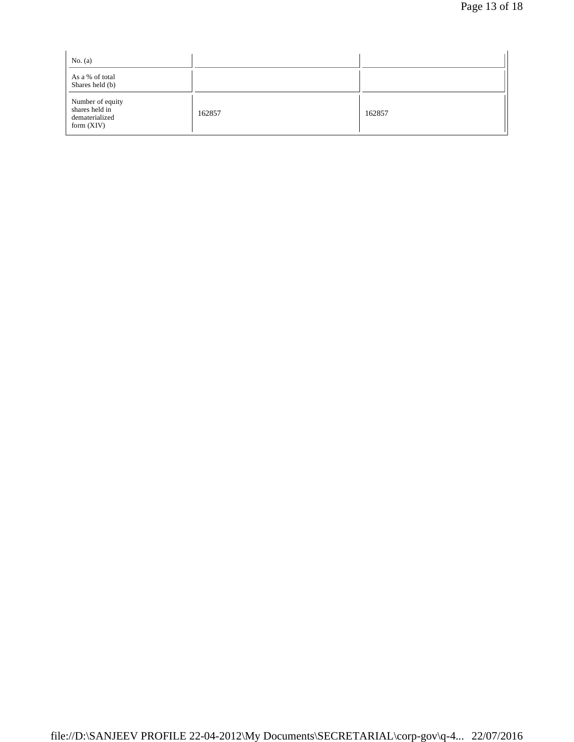| | | |
|---|---|---|
| No. (a) | | |
| As a % of total Shares held (b) | | |
| Number of equity shares held in dematerialized form (XIV) | 162857 | 162857 |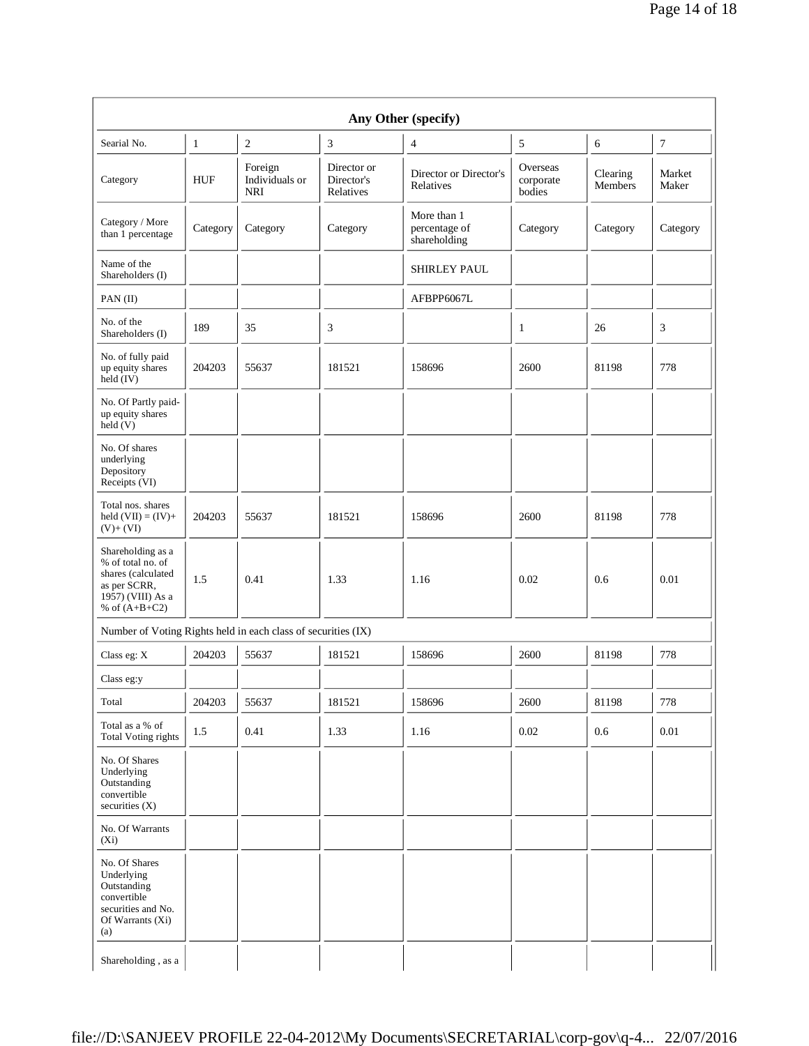| Any Other (specify) | | | | | | | |
|---|---|---|---|---|---|---|---|
| Searial No. | 1 | 2 | 3 | 4 | 5 | 6 | 7 |
| Category | HUF | Foreign Individuals or NRI | Director or Director's Relatives | Director or Director's Relatives | Overseas corporate bodies | Clearing Members | Market Maker |
| Category / More than 1 percentage | Category | Category | Category | More than 1 percentage of shareholding | Category | Category | Category |
| Name of the Shareholders (I) | | | | SHIRLEY PAUL | | | |
| PAN (II) | | | | AFBPP6067L | | | |
| No. of the Shareholders (I) | 189 | 35 | 3 | | 1 | 26 | 3 |
| No. of fully paid up equity shares held (IV) | 204203 | 55637 | 181521 | 158696 | 2600 | 81198 | 778 |
| No. Of Partly paid-up equity shares held (V) | | | | | | | |
| No. Of shares underlying Depository Receipts (VI) | | | | | | | |
| Total nos. shares held (VII) = (IV)+ (V)+ (VI) | 204203 | 55637 | 181521 | 158696 | 2600 | 81198 | 778 |
| Shareholding as a % of total no. of shares (calculated as per SCRR, 1957) (VIII) As a % of (A+B+C2) | 1.5 | 0.41 | 1.33 | 1.16 | 0.02 | 0.6 | 0.01 |
| Number of Voting Rights held in each class of securities (IX) | | | | | | | |
| Class eg: X | 204203 | 55637 | 181521 | 158696 | 2600 | 81198 | 778 |
| Class eg:y | | | | | | | |
| Total | 204203 | 55637 | 181521 | 158696 | 2600 | 81198 | 778 |
| Total as a % of Total Voting rights | 1.5 | 0.41 | 1.33 | 1.16 | 0.02 | 0.6 | 0.01 |
| No. Of Shares Underlying Outstanding convertible securities (X) | | | | | | | |
| No. Of Warrants (Xi) | | | | | | | |
| No. Of Shares Underlying Outstanding convertible securities and No. Of Warrants (Xi) (a) | | | | | | | |
| Shareholding , as a | | | | | | | |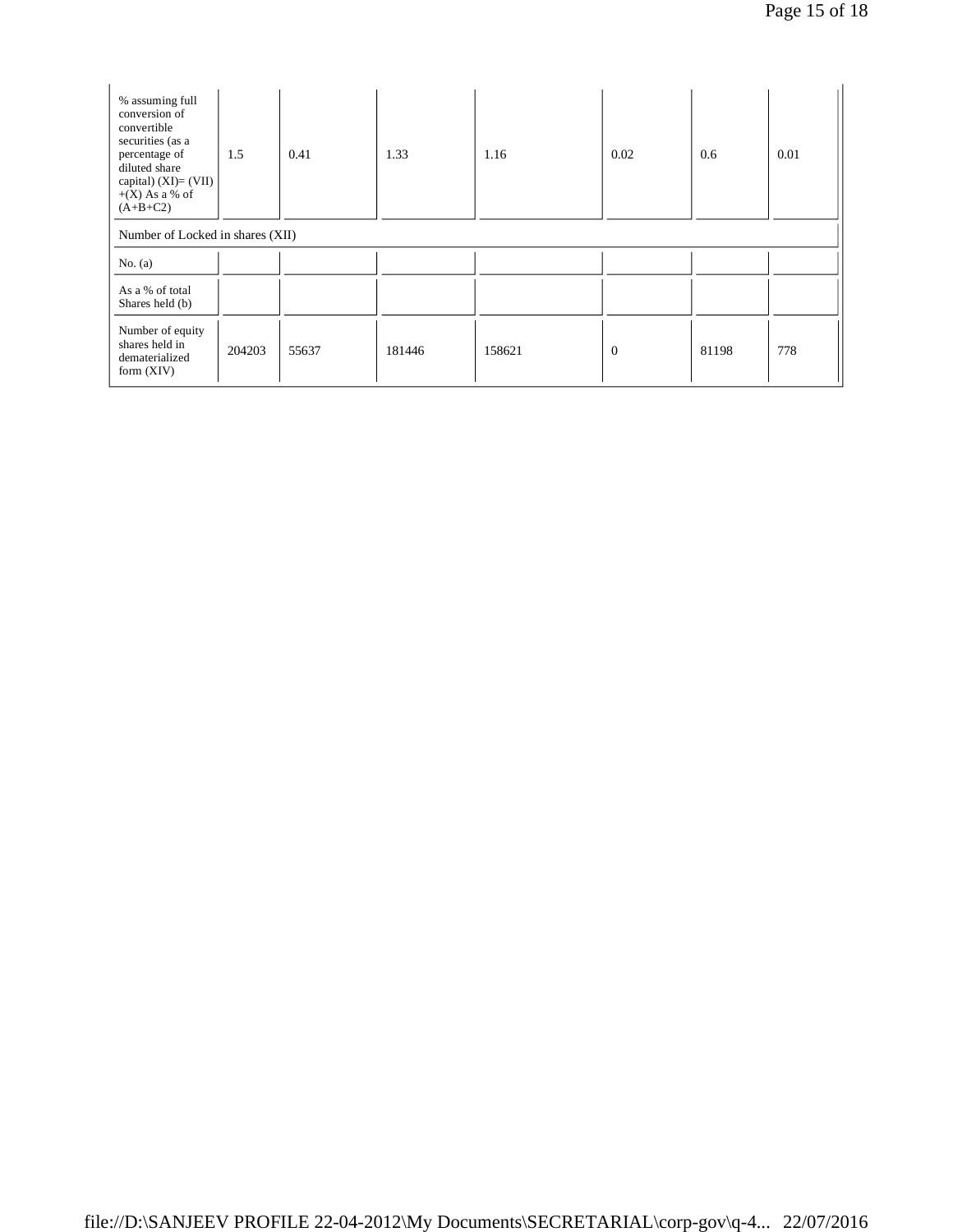| % assuming full conversion of convertible securities (as a percentage of diluted share capital) (XI)= (VII)+(X) As a % of (A+B+C2) | 1.5 | 0.41 | 1.33 | 1.16 | 0.02 | 0.6 | 0.01 |
|---|---|---|---|---|---|---|---|
| Number of Locked in shares (XII) | | | | | | | |
| No. (a) | | | | | | | |
| As a % of total Shares held (b) | | | | | | | |
| Number of equity shares held in dematerialized form (XIV) | 204203 | 55637 | 181446 | 158621 | 0 | 81198 | 778 |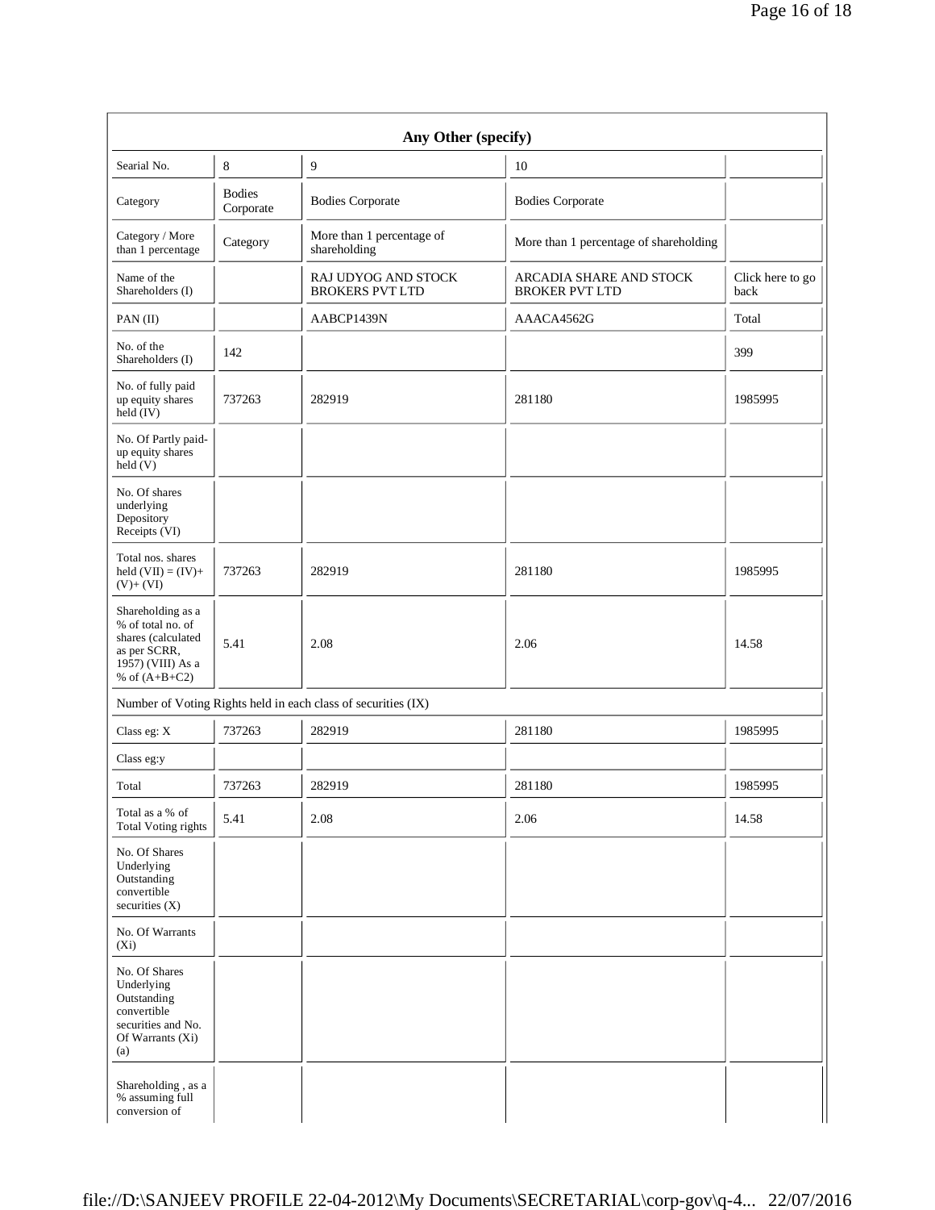| Any Other (specify) | | | | |
|---|---|---|---|---|
| Searial No. | 8 | 9 | 10 | |
| Category | Bodies Corporate | Bodies Corporate | Bodies Corporate | |
| Category / More than 1 percentage | Category | More than 1 percentage of shareholding | More than 1 percentage of shareholding | |
| Name of the Shareholders (I) | | RAJ UDYOG AND STOCK BROKERS PVT LTD | ARCADIA SHARE AND STOCK BROKER PVT LTD | Click here to go back |
| PAN (II) | | AABCP1439N | AAACA4562G | Total |
| No. of the Shareholders (I) | 142 | | | 399 |
| No. of fully paid up equity shares held (IV) | 737263 | 282919 | 281180 | 1985995 |
| No. Of Partly paid-up equity shares held (V) | | | | |
| No. Of shares underlying Depository Receipts (VI) | | | | |
| Total nos. shares held (VII) = (IV)+(V)+ (VI) | 737263 | 282919 | 281180 | 1985995 |
| Shareholding as a % of total no. of shares (calculated as per SCRR, 1957) (VIII) As a % of (A+B+C2) | 5.41 | 2.08 | 2.06 | 14.58 |
| Number of Voting Rights held in each class of securities (IX) | | | | |
| Class eg: X | 737263 | 282919 | 281180 | 1985995 |
| Class eg:y | | | | |
| Total | 737263 | 282919 | 281180 | 1985995 |
| Total as a % of Total Voting rights | 5.41 | 2.08 | 2.06 | 14.58 |
| No. Of Shares Underlying Outstanding convertible securities (X) | | | | |
| No. Of Warrants (Xi) | | | | |
| No. Of Shares Underlying Outstanding convertible securities and No. Of Warrants (Xi) (a) | | | | |
| Shareholding , as a % assuming full conversion of | | | | |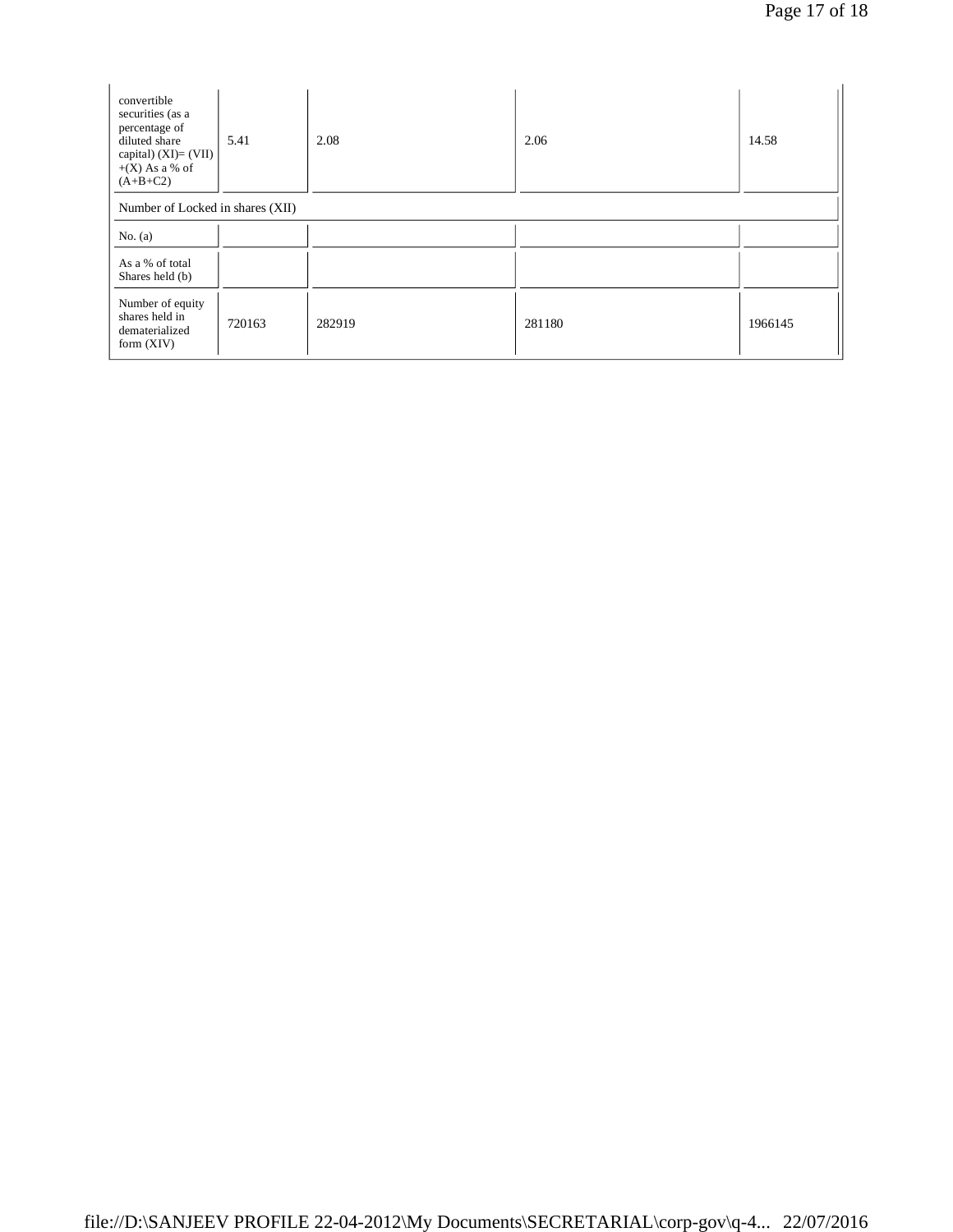| | | | | |
|---|---|---|---|---|
| convertible securities (as a percentage of diluted share capital) (XI)= (VII) +(X) As a % of (A+B+C2) | 5.41 | 2.08 | 2.06 | 14.58 |
| Number of Locked in shares (XII) | | | | |
| No. (a) | | | | |
| As a % of total Shares held (b) | | | | |
| Number of equity shares held in dematerialized form (XIV) | 720163 | 282919 | 281180 | 1966145 |